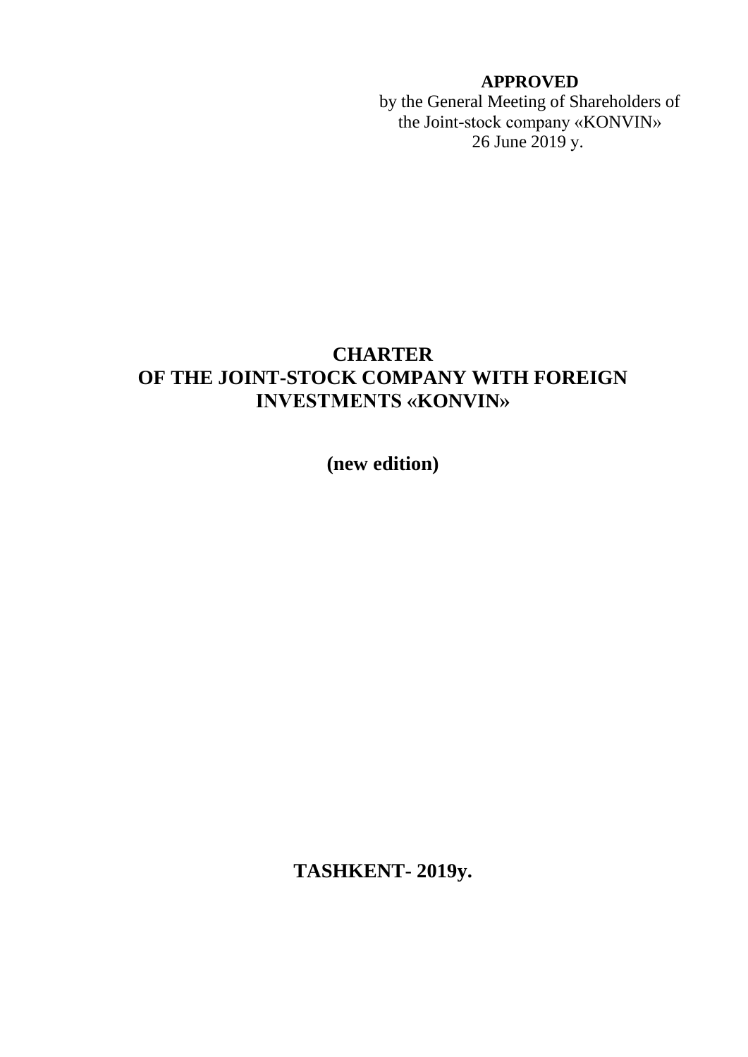**APPROVED**
by the General Meeting of Shareholders of
the Joint-stock company «KONVIN»
26 June 2019 y.

# CHARTER
# OF THE JOINT-STOCK COMPANY WITH FOREIGN INVESTMENTS «KONVIN»

**(new edition)**

**TASHKENT- 2019y.**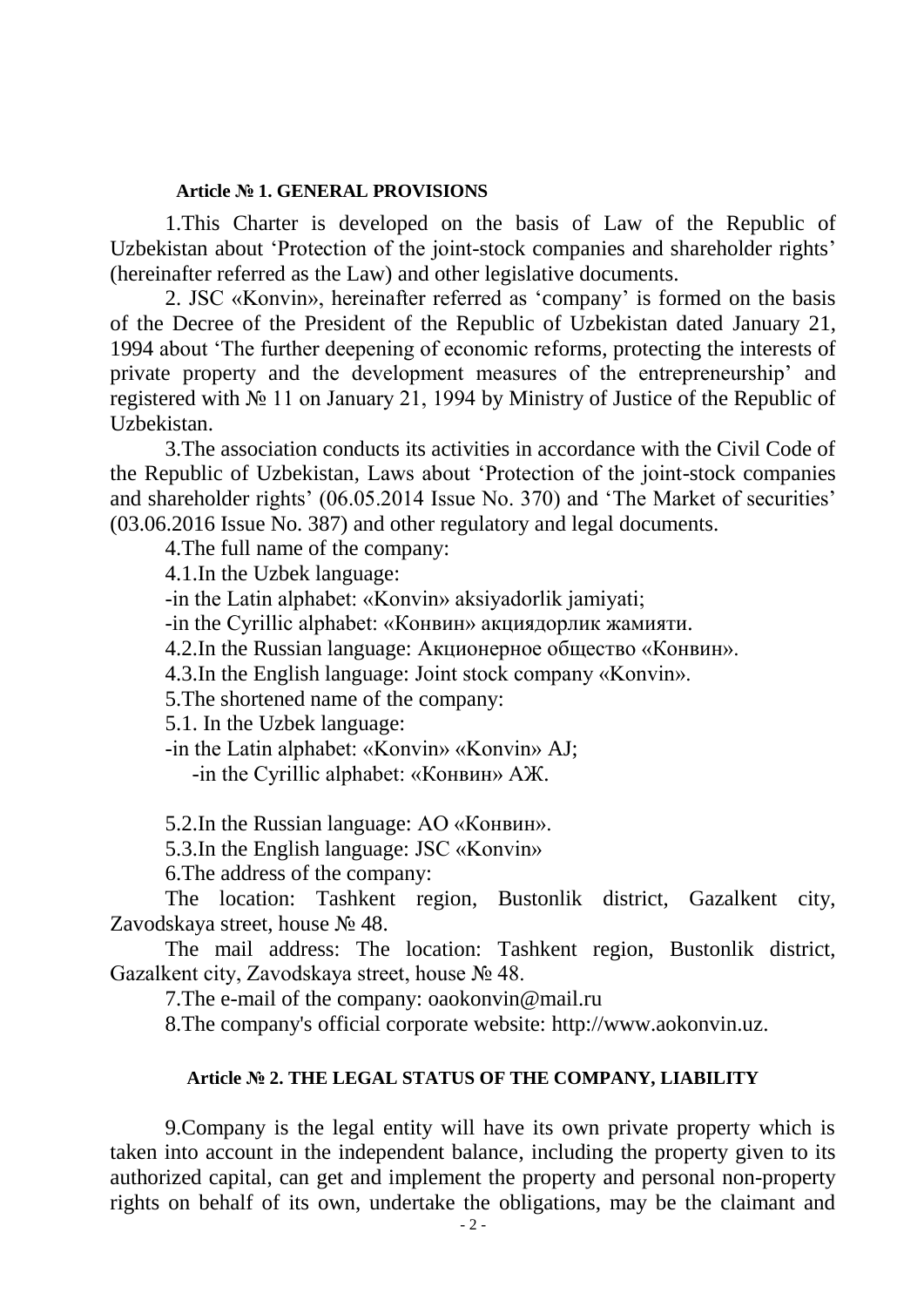**Article № 1. GENERAL PROVISIONS**

1.This Charter is developed on the basis of Law of the Republic of Uzbekistan about 'Protection of the joint-stock companies and shareholder rights' (hereinafter referred as the Law) and other legislative documents.

2. JSC «Konvin», hereinafter referred as 'company' is formed on the basis of the Decree of the President of the Republic of Uzbekistan dated January 21, 1994 about 'The further deepening of economic reforms, protecting the interests of private property and the development measures of the entrepreneurship' and registered with № 11 on January 21, 1994 by Ministry of Justice of the Republic of Uzbekistan.

3.The association conducts its activities in accordance with the Civil Code of the Republic of Uzbekistan, Laws about 'Protection of the joint-stock companies and shareholder rights' (06.05.2014 Issue No. 370) and 'The Market of securities' (03.06.2016 Issue No. 387) and other regulatory and legal documents.

4.The full name of the company:

4.1.In the Uzbek language:

-in the Latin alphabet: «Konvin» aksiyadorlik jamiyati;

-in the Cyrillic alphabet: «Конвин» акциядорлик жамияти.

4.2.In the Russian language: Акционерное общество «Конвин».

4.3.In the English language: Joint stock company «Konvin».

5.The shortened name of the company:

5.1. In the Uzbek language:

-in the Latin alphabet: «Konvin» «Konvin» AJ;

-in the Cyrillic alphabet: «Конвин» АЖ.

5.2.In the Russian language: АО «Конвин».

5.3.In the English language: JSC «Konvin»

6.The address of the company:

The location: Tashkent region, Bustonlik district, Gazalkent city, Zavodskaya street, house № 48.

The mail address: The location: Tashkent region, Bustonlik district, Gazalkent city, Zavodskaya street, house № 48.

7.The e-mail of the company: oaokonvin@mail.ru

8.The company's official corporate website: http://www.aokonvin.uz.

**Article № 2. THE LEGAL STATUS OF THE COMPANY, LIABILITY**

9.Company is the legal entity will have its own private property which is taken into account in the independent balance, including the property given to its authorized capital, can get and implement the property and personal non-property rights on behalf of its own, undertake the obligations, may be the claimant and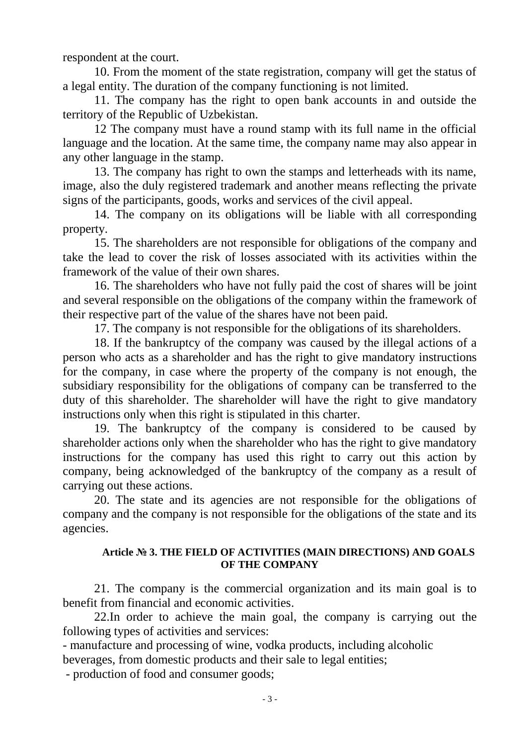respondent at the court.

10. From the moment of the state registration, company will get the status of a legal entity. The duration of the company functioning is not limited.

11. The company has the right to open bank accounts in and outside the territory of the Republic of Uzbekistan.

12 The company must have a round stamp with its full name in the official language and the location. At the same time, the company name may also appear in any other language in the stamp.

13. The company has right to own the stamps and letterheads with its name, image, also the duly registered trademark and another means reflecting the private signs of the participants, goods, works and services of the civil appeal.

14. The company on its obligations will be liable with all corresponding property.

15. The shareholders are not responsible for obligations of the company and take the lead to cover the risk of losses associated with its activities within the framework of the value of their own shares.

16. The shareholders who have not fully paid the cost of shares will be joint and several responsible on the obligations of the company within the framework of their respective part of the value of the shares have not been paid.

17. The company is not responsible for the obligations of its shareholders.

18. If the bankruptcy of the company was caused by the illegal actions of a person who acts as a shareholder and has the right to give mandatory instructions for the company, in case where the property of the company is not enough, the subsidiary responsibility for the obligations of company can be transferred to the duty of this shareholder. The shareholder will have the right to give mandatory instructions only when this right is stipulated in this charter.

19. The bankruptcy of the company is considered to be caused by shareholder actions only when the shareholder who has the right to give mandatory instructions for the company has used this right to carry out this action by company, being acknowledged of the bankruptcy of the company as a result of carrying out these actions.

20. The state and its agencies are not responsible for the obligations of company and the company is not responsible for the obligations of the state and its agencies.

### Article № 3. THE FIELD OF ACTIVITIES (MAIN DIRECTIONS) AND GOALS OF THE COMPANY

21. The company is the commercial organization and its main goal is to benefit from financial and economic activities.

22.In order to achieve the main goal, the company is carrying out the following types of activities and services:

- manufacture and processing of wine, vodka products, including alcoholic beverages, from domestic products and their sale to legal entities;
- production of food and consumer goods;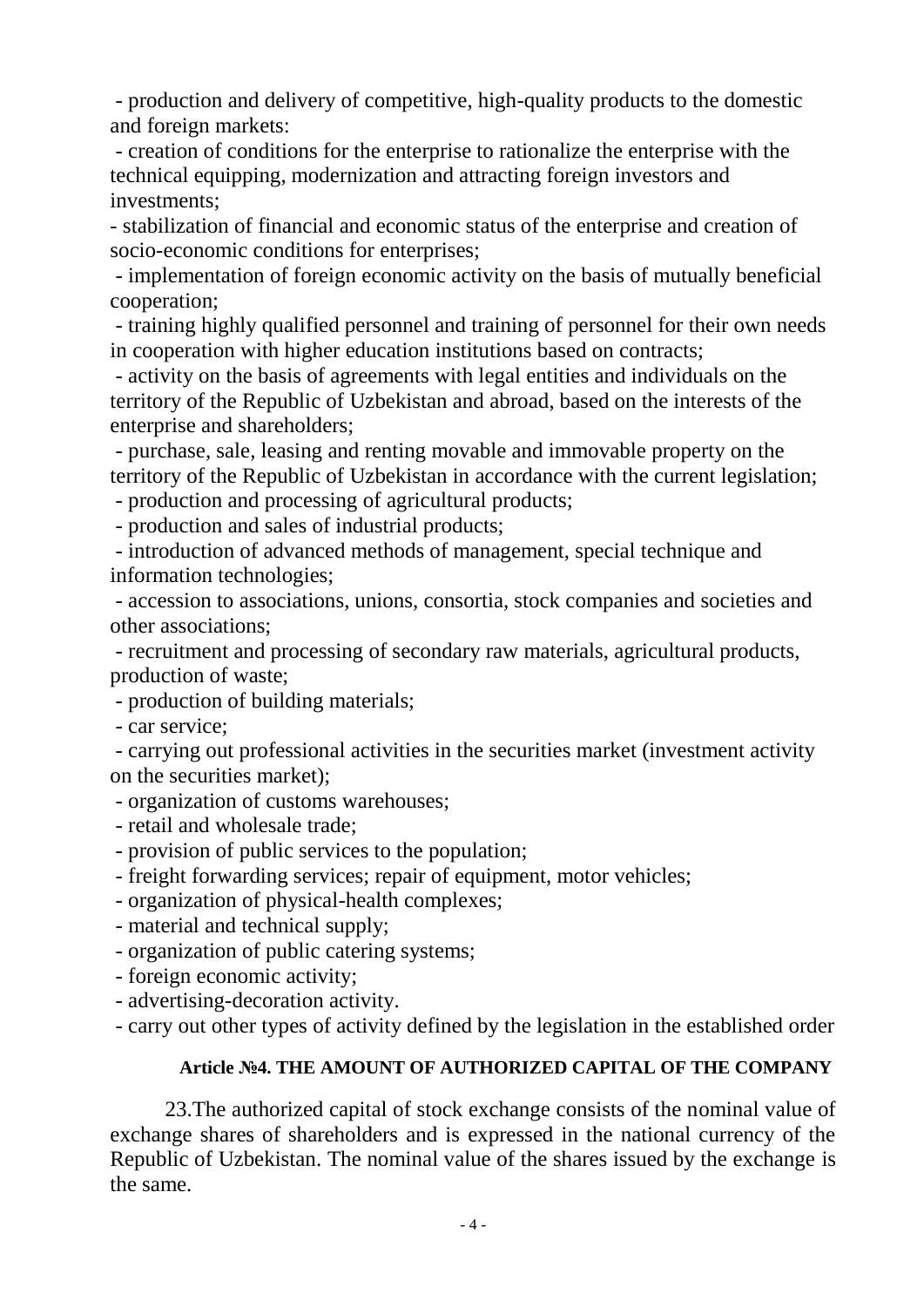- production and delivery of competitive, high-quality products to the domestic and foreign markets:
- creation of conditions for the enterprise to rationalize the enterprise with the technical equipping, modernization and attracting foreign investors and investments;
- stabilization of financial and economic status of the enterprise and creation of socio-economic conditions for enterprises;
- implementation of foreign economic activity on the basis of mutually beneficial cooperation;
- training highly qualified personnel and training of personnel for their own needs in cooperation with higher education institutions based on contracts;
- activity on the basis of agreements with legal entities and individuals on the territory of the Republic of Uzbekistan and abroad, based on the interests of the enterprise and shareholders;
- purchase, sale, leasing and renting movable and immovable property on the territory of the Republic of Uzbekistan in accordance with the current legislation;
- production and processing of agricultural products;
- production and sales of industrial products;
- introduction of advanced methods of management, special technique and information technologies;
- accession to associations, unions, consortia, stock companies and societies and other associations;
- recruitment and processing of secondary raw materials, agricultural products, production of waste;
- production of building materials;
- car service;
- carrying out professional activities in the securities market (investment activity on the securities market);
- organization of customs warehouses;
- retail and wholesale trade;
- provision of public services to the population;
- freight forwarding services; repair of equipment, motor vehicles;
- organization of physical-health complexes;
- material and technical supply;
- organization of public catering systems;
- foreign economic activity;
- advertising-decoration activity.
- carry out other types of activity defined by the legislation in the established order

### Article №4. THE AMOUNT OF AUTHORIZED CAPITAL OF THE COMPANY

23.The authorized capital of stock exchange consists of the nominal value of exchange shares of shareholders and is expressed in the national currency of the Republic of Uzbekistan. The nominal value of the shares issued by the exchange is the same.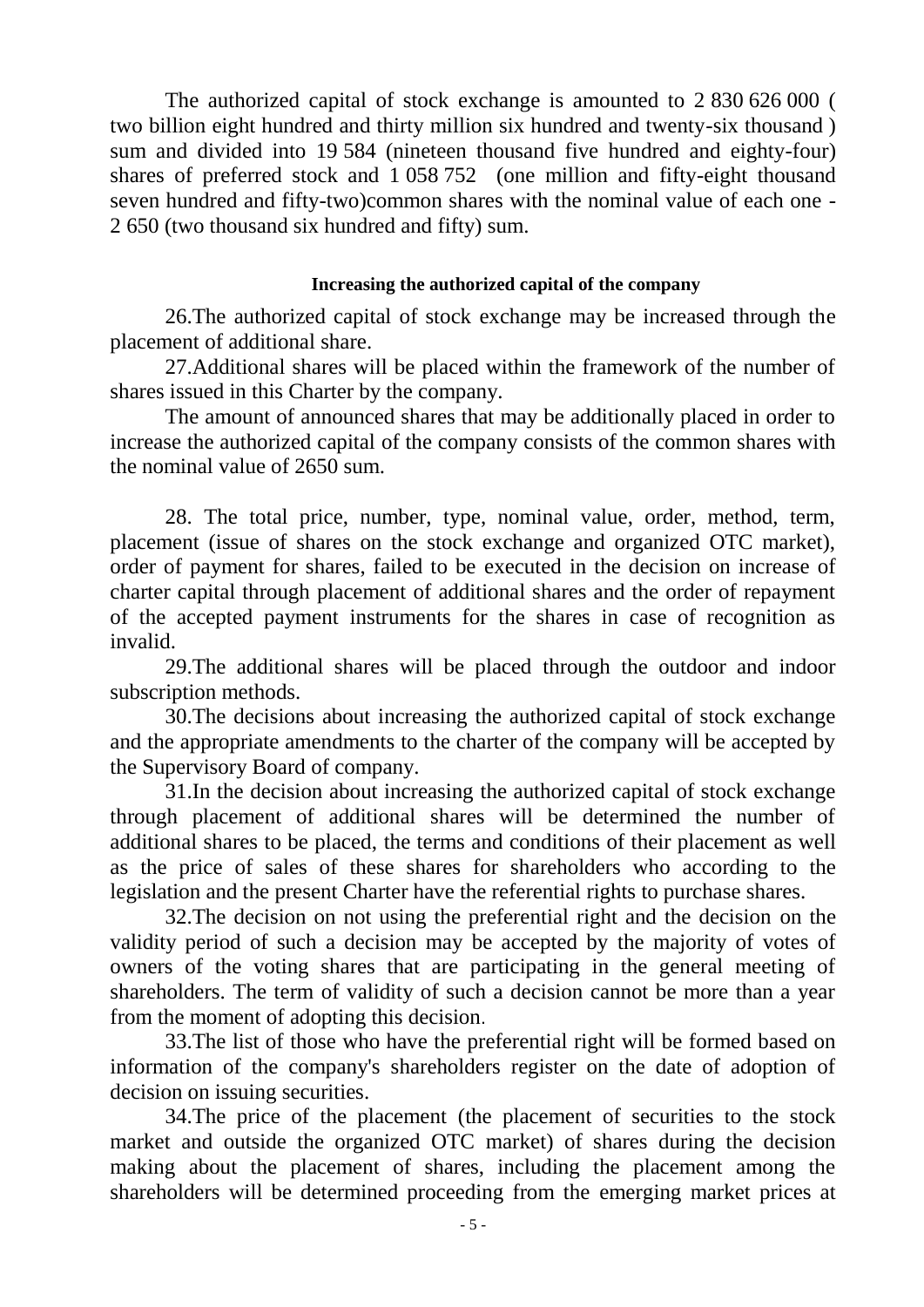The authorized capital of stock exchange is amounted to 2 830 626 000 ( two billion eight hundred and thirty million six hundred and twenty-six thousand ) sum and divided into 19 584 (nineteen thousand five hundred and eighty-four) shares of preferred stock and 1 058 752 (one million and fifty-eight thousand seven hundred and fifty-two)common shares with the nominal value of each one - 2 650 (two thousand six hundred and fifty) sum.

#### Increasing the authorized capital of the company

26.The authorized capital of stock exchange may be increased through the placement of additional share.

27.Additional shares will be placed within the framework of the number of shares issued in this Charter by the company.

The amount of announced shares that may be additionally placed in order to increase the authorized capital of the company consists of the common shares with the nominal value of 2650 sum.

28. The total price, number, type, nominal value, order, method, term, placement (issue of shares on the stock exchange and organized OTC market), order of payment for shares, failed to be executed in the decision on increase of charter capital through placement of additional shares and the order of repayment of the accepted payment instruments for the shares in case of recognition as invalid.

29.The additional shares will be placed through the outdoor and indoor subscription methods.

30.The decisions about increasing the authorized capital of stock exchange and the appropriate amendments to the charter of the company will be accepted by the Supervisory Board of company.

31.In the decision about increasing the authorized capital of stock exchange through placement of additional shares will be determined the number of additional shares to be placed, the terms and conditions of their placement as well as the price of sales of these shares for shareholders who according to the legislation and the present Charter have the referential rights to purchase shares.

32.The decision on not using the preferential right and the decision on the validity period of such a decision may be accepted by the majority of votes of owners of the voting shares that are participating in the general meeting of shareholders. The term of validity of such a decision cannot be more than a year from the moment of adopting this decision.

33.The list of those who have the preferential right will be formed based on information of the company's shareholders register on the date of adoption of decision on issuing securities.

34.The price of the placement (the placement of securities to the stock market and outside the organized OTC market) of shares during the decision making about the placement of shares, including the placement among the shareholders will be determined proceeding from the emerging market prices at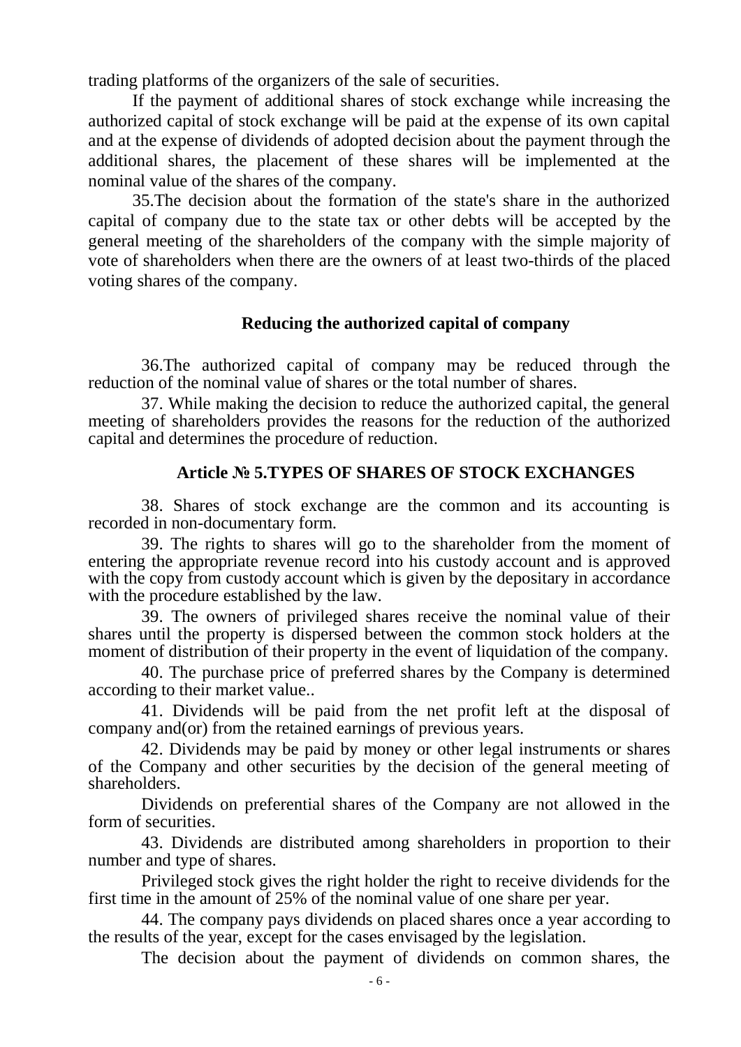trading platforms of the organizers of the sale of securities.

If the payment of additional shares of stock exchange while increasing the authorized capital of stock exchange will be paid at the expense of its own capital and at the expense of dividends of adopted decision about the payment through the additional shares, the placement of these shares will be implemented at the nominal value of the shares of the company.

35.The decision about the formation of the state's share in the authorized capital of company due to the state tax or other debts will be accepted by the general meeting of the shareholders of the company with the simple majority of vote of shareholders when there are the owners of at least two-thirds of the placed voting shares of the company.

### Reducing the authorized capital of company

36.The authorized capital of company may be reduced through the reduction of the nominal value of shares or the total number of shares.

37. While making the decision to reduce the authorized capital, the general meeting of shareholders provides the reasons for the reduction of the authorized capital and determines the procedure of reduction.

## Article № 5.TYPES OF SHARES OF STOCK EXCHANGES

38. Shares of stock exchange are the common and its accounting is recorded in non-documentary form.

39. The rights to shares will go to the shareholder from the moment of entering the appropriate revenue record into his custody account and is approved with the copy from custody account which is given by the depositary in accordance with the procedure established by the law.

39. The owners of privileged shares receive the nominal value of their shares until the property is dispersed between the common stock holders at the moment of distribution of their property in the event of liquidation of the company.

40. The purchase price of preferred shares by the Company is determined according to their market value..

41. Dividends will be paid from the net profit left at the disposal of company and(or) from the retained earnings of previous years.

42. Dividends may be paid by money or other legal instruments or shares of the Company and other securities by the decision of the general meeting of shareholders.

Dividends on preferential shares of the Company are not allowed in the form of securities.

43. Dividends are distributed among shareholders in proportion to their number and type of shares.

Privileged stock gives the right holder the right to receive dividends for the first time in the amount of 25% of the nominal value of one share per year.

44. The company pays dividends on placed shares once a year according to the results of the year, except for the cases envisaged by the legislation.

The decision about the payment of dividends on common shares, the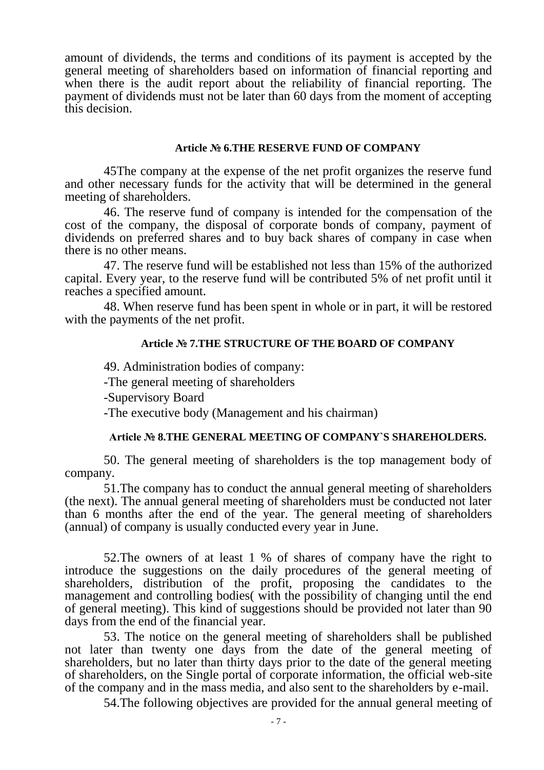amount of dividends, the terms and conditions of its payment is accepted by the general meeting of shareholders based on information of financial reporting and when there is the audit report about the reliability of financial reporting. The payment of dividends must not be later than 60 days from the moment of accepting this decision.

#### Article № 6.THE RESERVE FUND OF COMPANY

45The company at the expense of the net profit organizes the reserve fund and other necessary funds for the activity that will be determined in the general meeting of shareholders.

46. The reserve fund of company is intended for the compensation of the cost of the company, the disposal of corporate bonds of company, payment of dividends on preferred shares and to buy back shares of company in case when there is no other means.

47. The reserve fund will be established not less than 15% of the authorized capital. Every year, to the reserve fund will be contributed 5% of net profit until it reaches a specified amount.

48. When reserve fund has been spent in whole or in part, it will be restored with the payments of the net profit.

#### Article № 7.THE STRUCTURE OF THE BOARD OF COMPANY

49. Administration bodies of company:

-The general meeting of shareholders

-Supervisory Board

-The executive body (Management and his chairman)

#### Article № 8.THE GENERAL MEETING OF COMPANY`S SHAREHOLDERS.

50. The general meeting of shareholders is the top management body of company.

51.The company has to conduct the annual general meeting of shareholders (the next). The annual general meeting of shareholders must be conducted not later than 6 months after the end of the year. The general meeting of shareholders (annual) of company is usually conducted every year in June.

52.The owners of at least 1 % of shares of company have the right to introduce the suggestions on the daily procedures of the general meeting of shareholders, distribution of the profit, proposing the candidates to the management and controlling bodies( with the possibility of changing until the end of general meeting). This kind of suggestions should be provided not later than 90 days from the end of the financial year.

53. The notice on the general meeting of shareholders shall be published not later than twenty one days from the date of the general meeting of shareholders, but no later than thirty days prior to the date of the general meeting of shareholders, on the Single portal of corporate information, the official web-site of the company and in the mass media, and also sent to the shareholders by e-mail.

54.The following objectives are provided for the annual general meeting of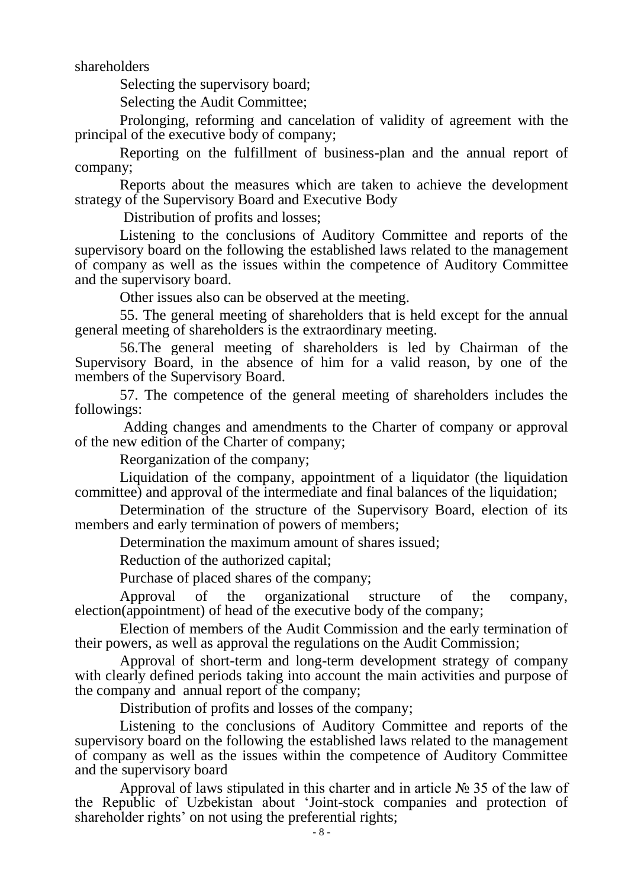shareholders

Selecting the supervisory board;

Selecting the Audit Committee;

Prolonging, reforming and cancelation of validity of agreement with the principal of the executive body of company;

Reporting on the fulfillment of business-plan and the annual report of company;

Reports about the measures which are taken to achieve the development strategy of the Supervisory Board and Executive Body

Distribution of profits and losses;

Listening to the conclusions of Auditory Committee and reports of the supervisory board on the following the established laws related to the management of company as well as the issues within the competence of Auditory Committee and the supervisory board.

Other issues also can be observed at the meeting.

55. The general meeting of shareholders that is held except for the annual general meeting of shareholders is the extraordinary meeting.

56.The general meeting of shareholders is led by Chairman of the Supervisory Board, in the absence of him for a valid reason, by one of the members of the Supervisory Board.

57. The competence of the general meeting of shareholders includes the followings:

Adding changes and amendments to the Charter of company or approval of the new edition of the Charter of company;

Reorganization of the company;

Liquidation of the company, appointment of a liquidator (the liquidation committee) and approval of the intermediate and final balances of the liquidation;

Determination of the structure of the Supervisory Board, election of its members and early termination of powers of members;

Determination the maximum amount of shares issued;

Reduction of the authorized capital;

Purchase of placed shares of the company;

Approval of the organizational structure of the company, election(appointment) of head of the executive body of the company;

Election of members of the Audit Commission and the early termination of their powers, as well as approval the regulations on the Audit Commission;

Approval of short-term and long-term development strategy of company with clearly defined periods taking into account the main activities and purpose of the company and annual report of the company;

Distribution of profits and losses of the company;

Listening to the conclusions of Auditory Committee and reports of the supervisory board on the following the established laws related to the management of company as well as the issues within the competence of Auditory Committee and the supervisory board

Approval of laws stipulated in this charter and in article № 35 of the law of the Republic of Uzbekistan about 'Joint-stock companies and protection of shareholder rights' on not using the preferential rights;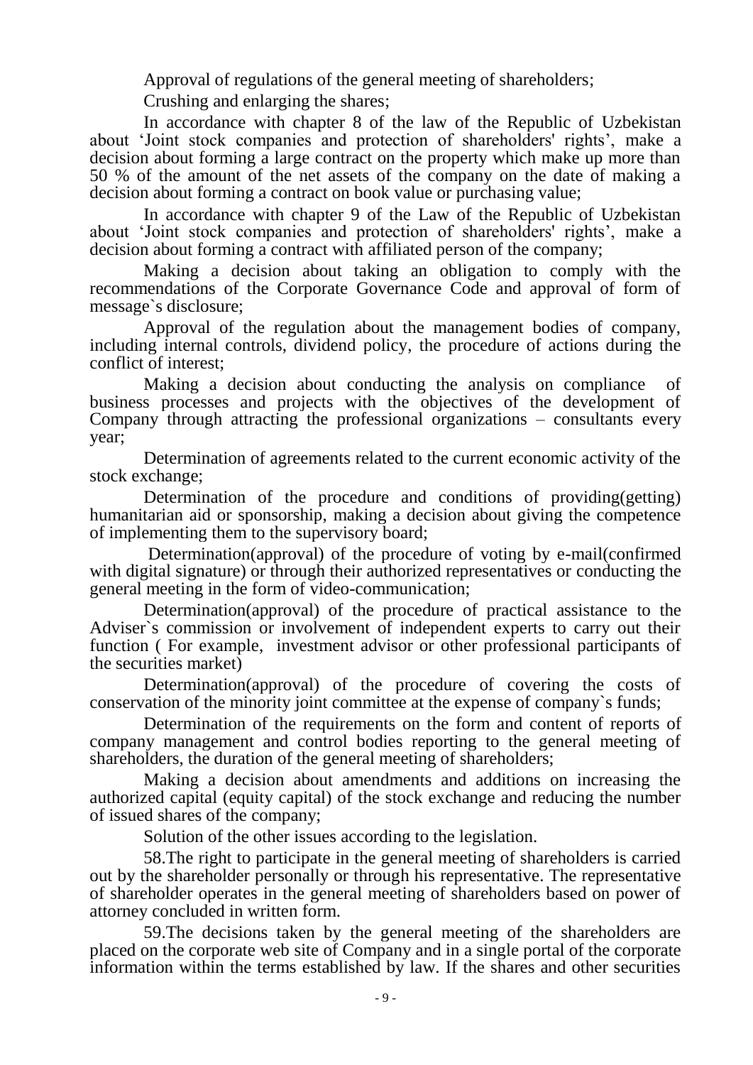Approval of regulations of the general meeting of shareholders;

Crushing and enlarging the shares;

In accordance with chapter 8 of the law of the Republic of Uzbekistan about 'Joint stock companies and protection of shareholders' rights', make a decision about forming a large contract on the property which make up more than 50 % of the amount of the net assets of the company on the date of making a decision about forming a contract on book value or purchasing value;

In accordance with chapter 9 of the Law of the Republic of Uzbekistan about 'Joint stock companies and protection of shareholders' rights', make a decision about forming a contract with affiliated person of the company;

Making a decision about taking an obligation to comply with the recommendations of the Corporate Governance Code and approval of form of message`s disclosure;

Approval of the regulation about the management bodies of company, including internal controls, dividend policy, the procedure of actions during the conflict of interest;

Making a decision about conducting the analysis on compliance of business processes and projects with the objectives of the development of Company through attracting the professional organizations – consultants every year;

Determination of agreements related to the current economic activity of the stock exchange;

Determination of the procedure and conditions of providing(getting) humanitarian aid or sponsorship, making a decision about giving the competence of implementing them to the supervisory board;

Determination(approval) of the procedure of voting by e-mail(confirmed with digital signature) or through their authorized representatives or conducting the general meeting in the form of video-communication;

Determination(approval) of the procedure of practical assistance to the Adviser`s commission or involvement of independent experts to carry out their function ( For example, investment advisor or other professional participants of the securities market)

Determination(approval) of the procedure of covering the costs of conservation of the minority joint committee at the expense of company`s funds;

Determination of the requirements on the form and content of reports of company management and control bodies reporting to the general meeting of shareholders, the duration of the general meeting of shareholders;

Making a decision about amendments and additions on increasing the authorized capital (equity capital) of the stock exchange and reducing the number of issued shares of the company;

Solution of the other issues according to the legislation.

58.The right to participate in the general meeting of shareholders is carried out by the shareholder personally or through his representative. The representative of shareholder operates in the general meeting of shareholders based on power of attorney concluded in written form.

59.The decisions taken by the general meeting of the shareholders are placed on the corporate web site of Company and in a single portal of the corporate information within the terms established by law. If the shares and other securities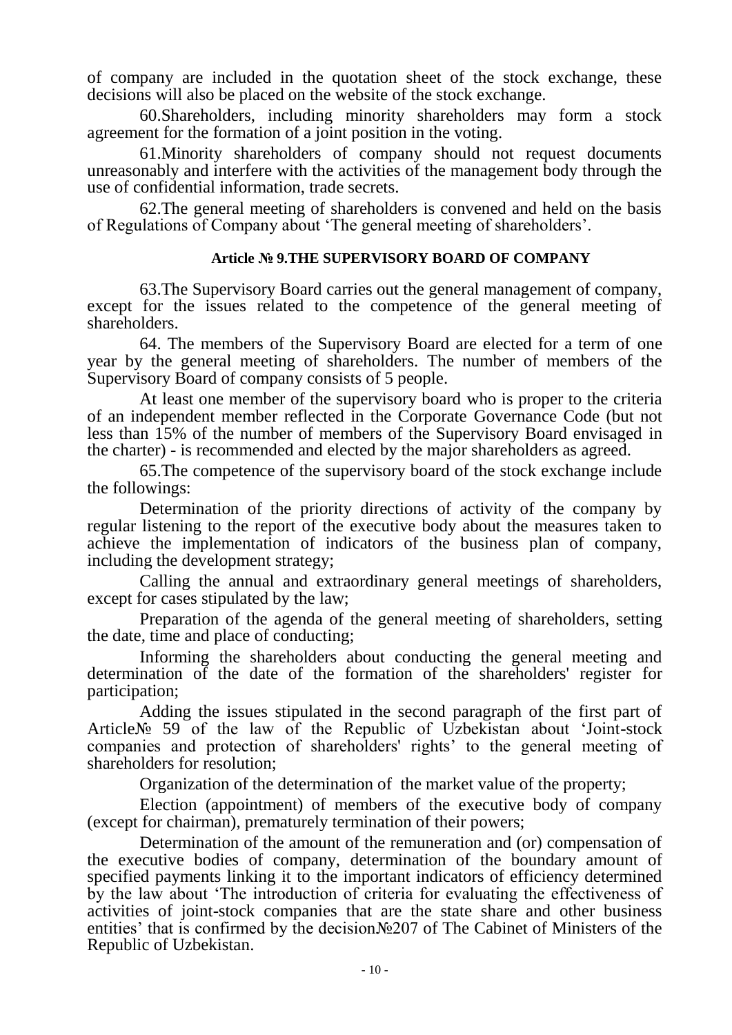of company are included in the quotation sheet of the stock exchange, these decisions will also be placed on the website of the stock exchange.

60.Shareholders, including minority shareholders may form a stock agreement for the formation of a joint position in the voting.

61.Minority shareholders of company should not request documents unreasonably and interfere with the activities of the management body through the use of confidential information, trade secrets.

62.The general meeting of shareholders is convened and held on the basis of Regulations of Company about 'The general meeting of shareholders'.

### Article № 9.THE SUPERVISORY BOARD OF COMPANY

63.The Supervisory Board carries out the general management of company, except for the issues related to the competence of the general meeting of shareholders.

64. The members of the Supervisory Board are elected for a term of one year by the general meeting of shareholders. The number of members of the Supervisory Board of company consists of 5 people.

At least one member of the supervisory board who is proper to the criteria of an independent member reflected in the Corporate Governance Code (but not less than 15% of the number of members of the Supervisory Board envisaged in the charter) - is recommended and elected by the major shareholders as agreed.

65.The competence of the supervisory board of the stock exchange include the followings:

Determination of the priority directions of activity of the company by regular listening to the report of the executive body about the measures taken to achieve the implementation of indicators of the business plan of company, including the development strategy;

Calling the annual and extraordinary general meetings of shareholders, except for cases stipulated by the law;

Preparation of the agenda of the general meeting of shareholders, setting the date, time and place of conducting;

Informing the shareholders about conducting the general meeting and determination of the date of the formation of the shareholders' register for participation;

Adding the issues stipulated in the second paragraph of the first part of Article№ 59 of the law of the Republic of Uzbekistan about 'Joint-stock companies and protection of shareholders' rights' to the general meeting of shareholders for resolution;

Organization of the determination of the market value of the property;

Election (appointment) of members of the executive body of company (except for chairman), prematurely termination of their powers;

Determination of the amount of the remuneration and (or) compensation of the executive bodies of company, determination of the boundary amount of specified payments linking it to the important indicators of efficiency determined by the law about 'The introduction of criteria for evaluating the effectiveness of activities of joint-stock companies that are the state share and other business entities' that is confirmed by the decision№207 of The Cabinet of Ministers of the Republic of Uzbekistan.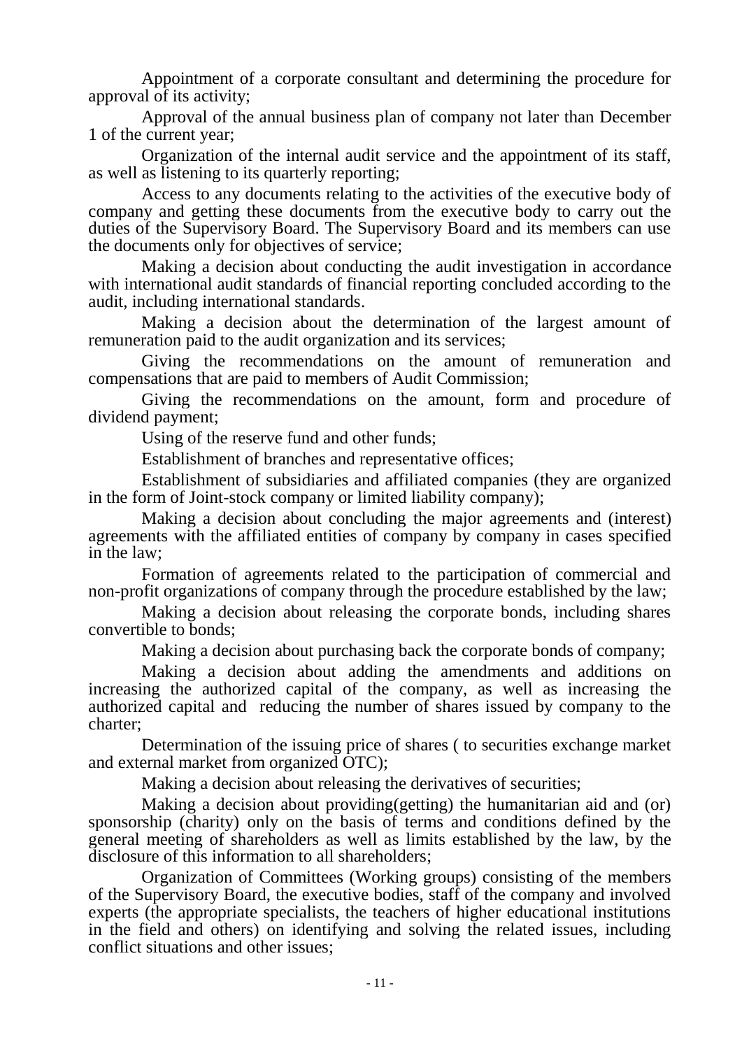Appointment of a corporate consultant and determining the procedure for approval of its activity;

Approval of the annual business plan of company not later than December 1 of the current year;

Organization of the internal audit service and the appointment of its staff, as well as listening to its quarterly reporting;

Access to any documents relating to the activities of the executive body of company and getting these documents from the executive body to carry out the duties of the Supervisory Board. The Supervisory Board and its members can use the documents only for objectives of service;

Making a decision about conducting the audit investigation in accordance with international audit standards of financial reporting concluded according to the audit, including international standards.

Making a decision about the determination of the largest amount of remuneration paid to the audit organization and its services;

Giving the recommendations on the amount of remuneration and compensations that are paid to members of Audit Commission;

Giving the recommendations on the amount, form and procedure of dividend payment;

Using of the reserve fund and other funds;

Establishment of branches and representative offices;

Establishment of subsidiaries and affiliated companies (they are organized in the form of Joint-stock company or limited liability company);

Making a decision about concluding the major agreements and (interest) agreements with the affiliated entities of company by company in cases specified in the law;

Formation of agreements related to the participation of commercial and non-profit organizations of company through the procedure established by the law;

Making a decision about releasing the corporate bonds, including shares convertible to bonds;

Making a decision about purchasing back the corporate bonds of company;

Making a decision about adding the amendments and additions on increasing the authorized capital of the company, as well as increasing the authorized capital and reducing the number of shares issued by company to the charter;

Determination of the issuing price of shares ( to securities exchange market and external market from organized OTC);

Making a decision about releasing the derivatives of securities;

Making a decision about providing(getting) the humanitarian aid and (or) sponsorship (charity) only on the basis of terms and conditions defined by the general meeting of shareholders as well as limits established by the law, by the disclosure of this information to all shareholders;

Organization of Committees (Working groups) consisting of the members of the Supervisory Board, the executive bodies, staff of the company and involved experts (the appropriate specialists, the teachers of higher educational institutions in the field and others) on identifying and solving the related issues, including conflict situations and other issues;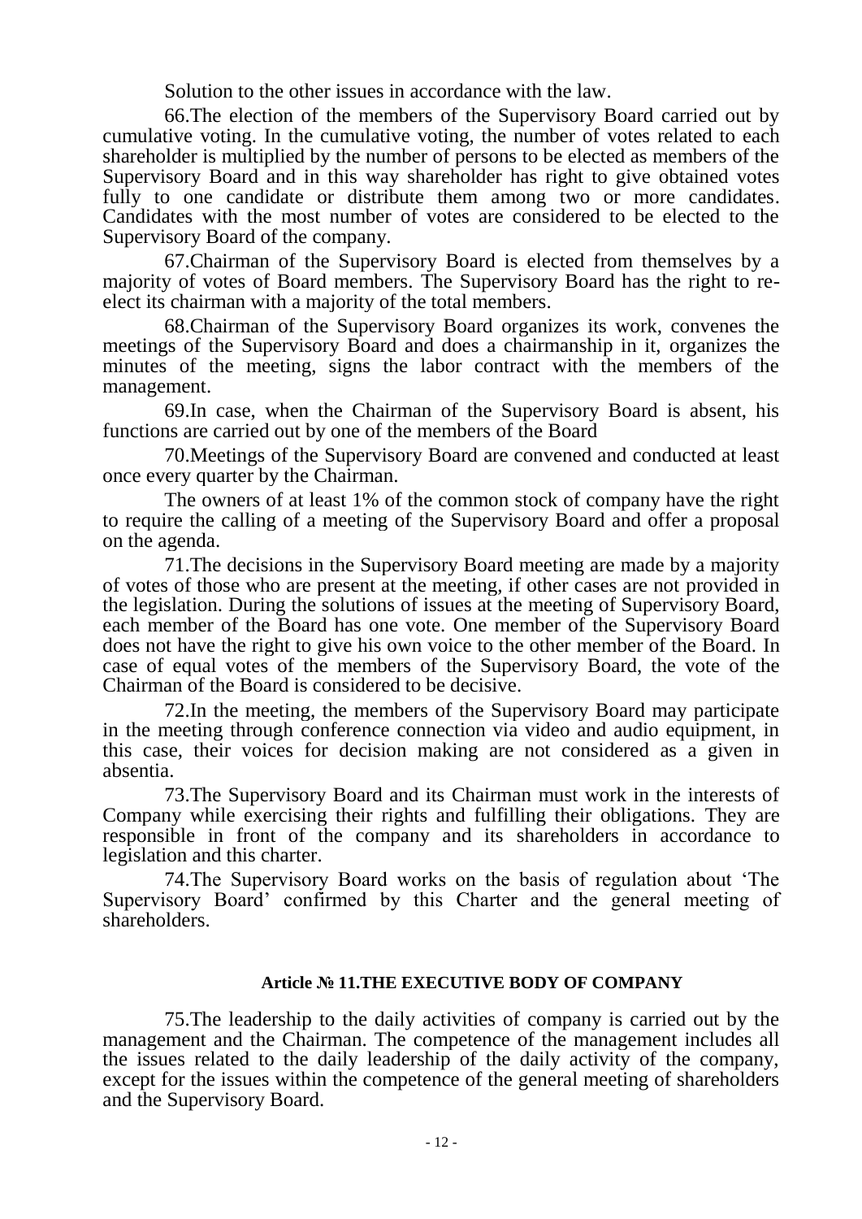Solution to the other issues in accordance with the law.

66.The election of the members of the Supervisory Board carried out by cumulative voting. In the cumulative voting, the number of votes related to each shareholder is multiplied by the number of persons to be elected as members of the Supervisory Board and in this way shareholder has right to give obtained votes fully to one candidate or distribute them among two or more candidates. Candidates with the most number of votes are considered to be elected to the Supervisory Board of the company.

67.Chairman of the Supervisory Board is elected from themselves by a majority of votes of Board members. The Supervisory Board has the right to re-elect its chairman with a majority of the total members.

68.Chairman of the Supervisory Board organizes its work, convenes the meetings of the Supervisory Board and does a chairmanship in it, organizes the minutes of the meeting, signs the labor contract with the members of the management.

69.In case, when the Chairman of the Supervisory Board is absent, his functions are carried out by one of the members of the Board

70.Meetings of the Supervisory Board are convened and conducted at least once every quarter by the Chairman.

The owners of at least 1% of the common stock of company have the right to require the calling of a meeting of the Supervisory Board and offer a proposal on the agenda.

71.The decisions in the Supervisory Board meeting are made by a majority of votes of those who are present at the meeting, if other cases are not provided in the legislation. During the solutions of issues at the meeting of Supervisory Board, each member of the Board has one vote. One member of the Supervisory Board does not have the right to give his own voice to the other member of the Board. In case of equal votes of the members of the Supervisory Board, the vote of the Chairman of the Board is considered to be decisive.

72.In the meeting, the members of the Supervisory Board may participate in the meeting through conference connection via video and audio equipment, in this case, their voices for decision making are not considered as a given in absentia.

73.The Supervisory Board and its Chairman must work in the interests of Company while exercising their rights and fulfilling their obligations. They are responsible in front of the company and its shareholders in accordance to legislation and this charter.

74.The Supervisory Board works on the basis of regulation about 'The Supervisory Board' confirmed by this Charter and the general meeting of shareholders.

## Article № 11.THE EXECUTIVE BODY OF COMPANY

75.The leadership to the daily activities of company is carried out by the management and the Chairman. The competence of the management includes all the issues related to the daily leadership of the daily activity of the company, except for the issues within the competence of the general meeting of shareholders and the Supervisory Board.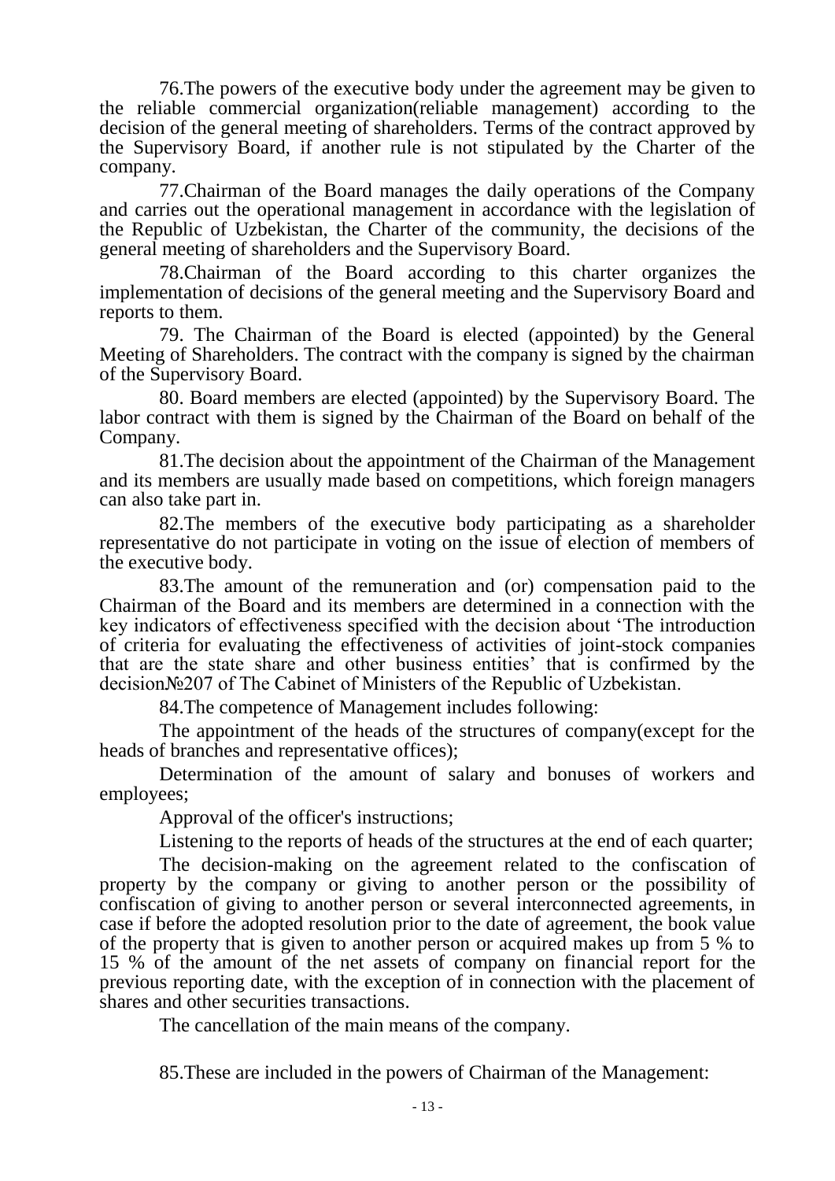76.The powers of the executive body under the agreement may be given to the reliable commercial organization(reliable management) according to the decision of the general meeting of shareholders. Terms of the contract approved by the Supervisory Board, if another rule is not stipulated by the Charter of the company.

77.Chairman of the Board manages the daily operations of the Company and carries out the operational management in accordance with the legislation of the Republic of Uzbekistan, the Charter of the community, the decisions of the general meeting of shareholders and the Supervisory Board.

78.Chairman of the Board according to this charter organizes the implementation of decisions of the general meeting and the Supervisory Board and reports to them.

79. The Chairman of the Board is elected (appointed) by the General Meeting of Shareholders. The contract with the company is signed by the chairman of the Supervisory Board.

80. Board members are elected (appointed) by the Supervisory Board. The labor contract with them is signed by the Chairman of the Board on behalf of the Company.

81.The decision about the appointment of the Chairman of the Management and its members are usually made based on competitions, which foreign managers can also take part in.

82.The members of the executive body participating as a shareholder representative do not participate in voting on the issue of election of members of the executive body.

83.The amount of the remuneration and (or) compensation paid to the Chairman of the Board and its members are determined in a connection with the key indicators of effectiveness specified with the decision about ‘The introduction of criteria for evaluating the effectiveness of activities of joint-stock companies that are the state share and other business entities’ that is confirmed by the decision№207 of The Cabinet of Ministers of the Republic of Uzbekistan.

84.The competence of Management includes following:

The appointment of the heads of the structures of company(except for the heads of branches and representative offices);

Determination of the amount of salary and bonuses of workers and employees;

Approval of the officer's instructions;

Listening to the reports of heads of the structures at the end of each quarter;

The decision-making on the agreement related to the confiscation of property by the company or giving to another person or the possibility of confiscation of giving to another person or several interconnected agreements, in case if before the adopted resolution prior to the date of agreement, the book value of the property that is given to another person or acquired makes up from 5 % to 15 % of the amount of the net assets of company on financial report for the previous reporting date, with the exception of in connection with the placement of shares and other securities transactions.

The cancellation of the main means of the company.

85.These are included in the powers of Chairman of the Management: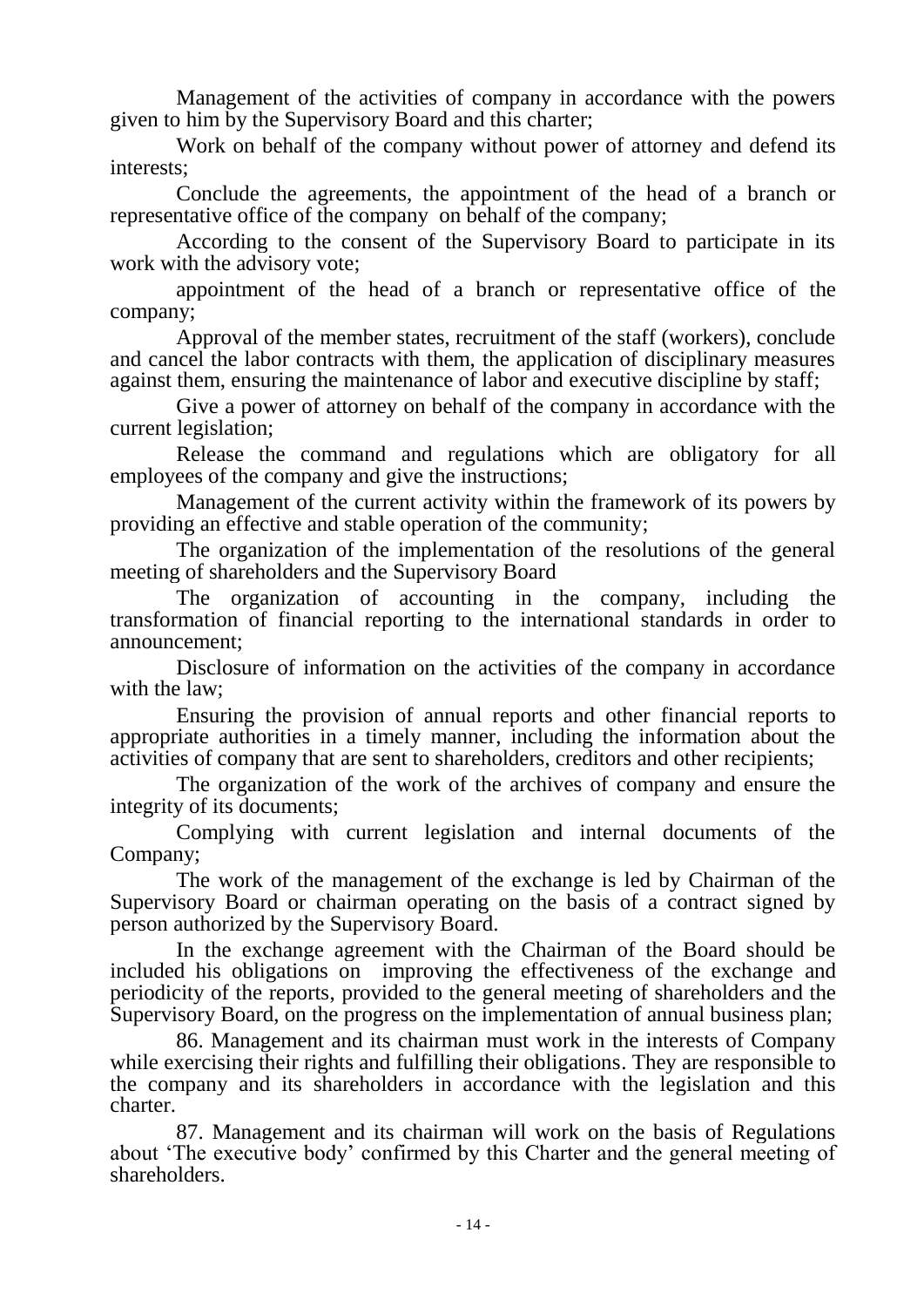Management of the activities of company in accordance with the powers given to him by the Supervisory Board and this charter;

Work on behalf of the company without power of attorney and defend its interests;

Conclude the agreements, the appointment of the head of a branch or representative office of the company on behalf of the company;

According to the consent of the Supervisory Board to participate in its work with the advisory vote;

appointment of the head of a branch or representative office of the company;

Approval of the member states, recruitment of the staff (workers), conclude and cancel the labor contracts with them, the application of disciplinary measures against them, ensuring the maintenance of labor and executive discipline by staff;

Give a power of attorney on behalf of the company in accordance with the current legislation;

Release the command and regulations which are obligatory for all employees of the company and give the instructions;

Management of the current activity within the framework of its powers by providing an effective and stable operation of the community;

The organization of the implementation of the resolutions of the general meeting of shareholders and the Supervisory Board

The organization of accounting in the company, including the transformation of financial reporting to the international standards in order to announcement;

Disclosure of information on the activities of the company in accordance with the law;

Ensuring the provision of annual reports and other financial reports to appropriate authorities in a timely manner, including the information about the activities of company that are sent to shareholders, creditors and other recipients;

The organization of the work of the archives of company and ensure the integrity of its documents;

Complying with current legislation and internal documents of the Company;

The work of the management of the exchange is led by Chairman of the Supervisory Board or chairman operating on the basis of a contract signed by person authorized by the Supervisory Board.

In the exchange agreement with the Chairman of the Board should be included his obligations on improving the effectiveness of the exchange and periodicity of the reports, provided to the general meeting of shareholders and the Supervisory Board, on the progress on the implementation of annual business plan;

86. Management and its chairman must work in the interests of Company while exercising their rights and fulfilling their obligations. They are responsible to the company and its shareholders in accordance with the legislation and this charter.

87. Management and its chairman will work on the basis of Regulations about 'The executive body' confirmed by this Charter and the general meeting of shareholders.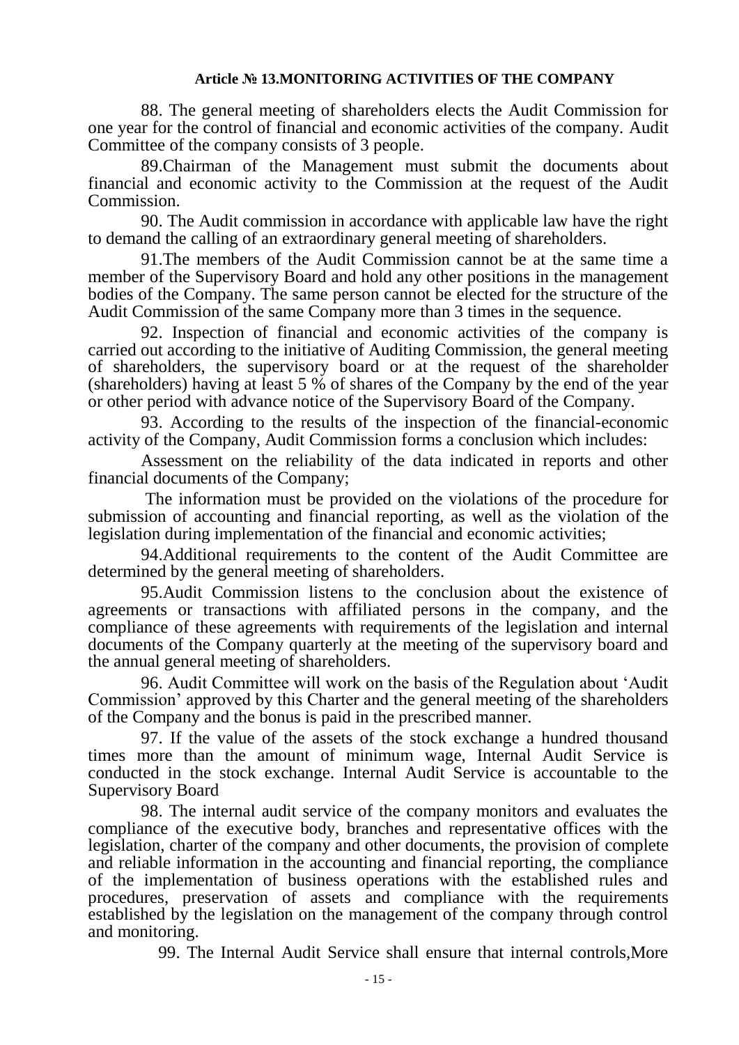**Article № 13.MONITORING ACTIVITIES OF THE COMPANY**

88. The general meeting of shareholders elects the Audit Commission for one year for the control of financial and economic activities of the company. Audit Committee of the company consists of 3 people.

89.Chairman of the Management must submit the documents about financial and economic activity to the Commission at the request of the Audit Commission.

90. The Audit commission in accordance with applicable law have the right to demand the calling of an extraordinary general meeting of shareholders.

91.The members of the Audit Commission cannot be at the same time a member of the Supervisory Board and hold any other positions in the management bodies of the Company. The same person cannot be elected for the structure of the Audit Commission of the same Company more than 3 times in the sequence.

92. Inspection of financial and economic activities of the company is carried out according to the initiative of Auditing Commission, the general meeting of shareholders, the supervisory board or at the request of the shareholder (shareholders) having at least 5 % of shares of the Company by the end of the year or other period with advance notice of the Supervisory Board of the Company.

93. According to the results of the inspection of the financial-economic activity of the Company, Audit Commission forms a conclusion which includes:

Assessment on the reliability of the data indicated in reports and other financial documents of the Company;

The information must be provided on the violations of the procedure for submission of accounting and financial reporting, as well as the violation of the legislation during implementation of the financial and economic activities;

94.Additional requirements to the content of the Audit Committee are determined by the general meeting of shareholders.

95.Audit Commission listens to the conclusion about the existence of agreements or transactions with affiliated persons in the company, and the compliance of these agreements with requirements of the legislation and internal documents of the Company quarterly at the meeting of the supervisory board and the annual general meeting of shareholders.

96. Audit Committee will work on the basis of the Regulation about 'Audit Commission' approved by this Charter and the general meeting of the shareholders of the Company and the bonus is paid in the prescribed manner.

97. If the value of the assets of the stock exchange a hundred thousand times more than the amount of minimum wage, Internal Audit Service is conducted in the stock exchange. Internal Audit Service is accountable to the Supervisory Board

98. The internal audit service of the company monitors and evaluates the compliance of the executive body, branches and representative offices with the legislation, charter of the company and other documents, the provision of complete and reliable information in the accounting and financial reporting, the compliance of the implementation of business operations with the established rules and procedures, preservation of assets and compliance with the requirements established by the legislation on the management of the company through control and monitoring.

99. The Internal Audit Service shall ensure that internal controls,More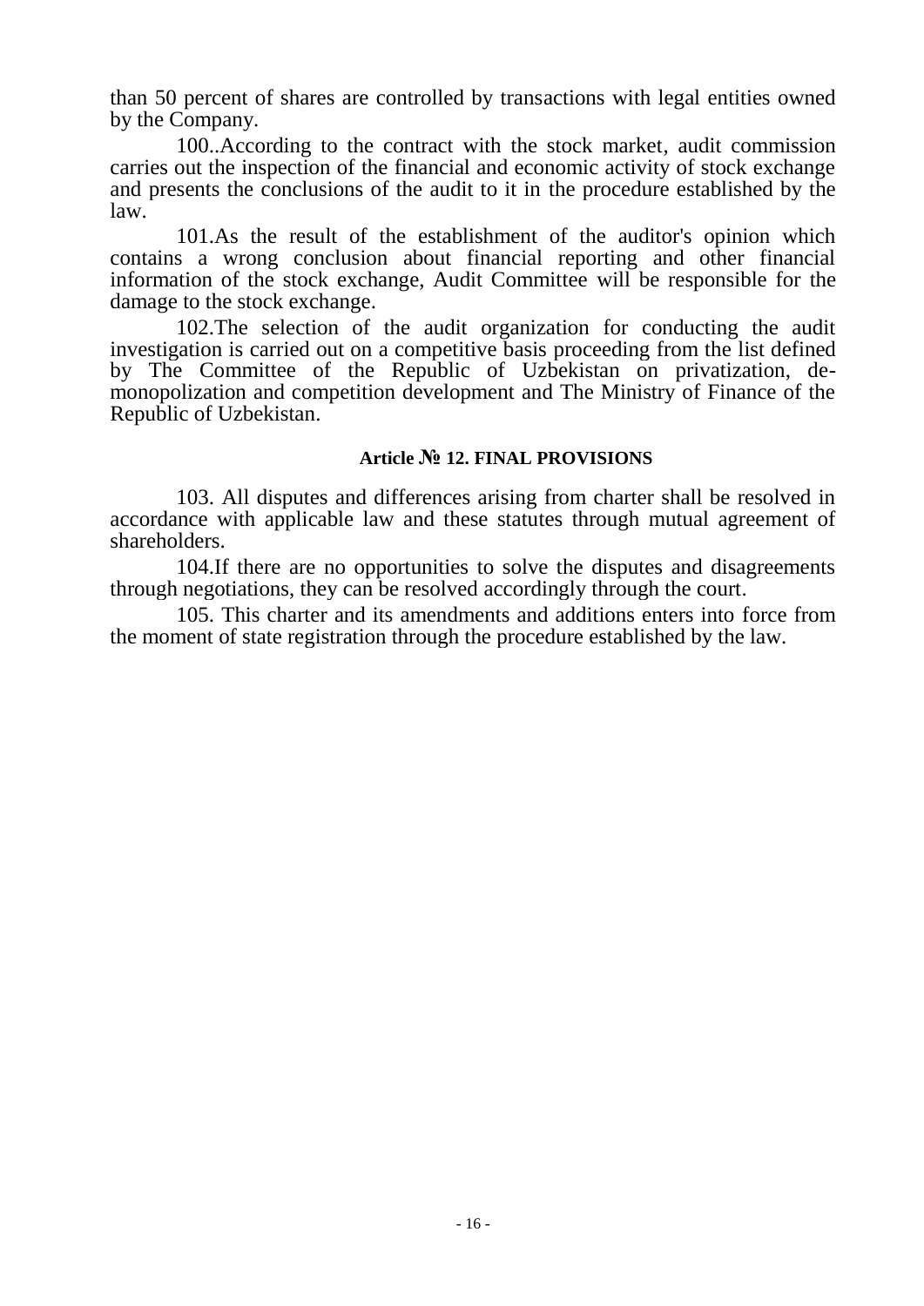than 50 percent of shares are controlled by transactions with legal entities owned by the Company.

100..According to the contract with the stock market, audit commission carries out the inspection of the financial and economic activity of stock exchange and presents the conclusions of the audit to it in the procedure established by the law.

101.As the result of the establishment of the auditor's opinion which contains a wrong conclusion about financial reporting and other financial information of the stock exchange, Audit Committee will be responsible for the damage to the stock exchange.

102.The selection of the audit organization for conducting the audit investigation is carried out on a competitive basis proceeding from the list defined by The Committee of the Republic of Uzbekistan on privatization, de-monopolization and competition development and The Ministry of Finance of the Republic of Uzbekistan.

### Article № 12. FINAL PROVISIONS

103. All disputes and differences arising from charter shall be resolved in accordance with applicable law and these statutes through mutual agreement of shareholders.

104.If there are no opportunities to solve the disputes and disagreements through negotiations, they can be resolved accordingly through the court.

105. This charter and its amendments and additions enters into force from the moment of state registration through the procedure established by the law.